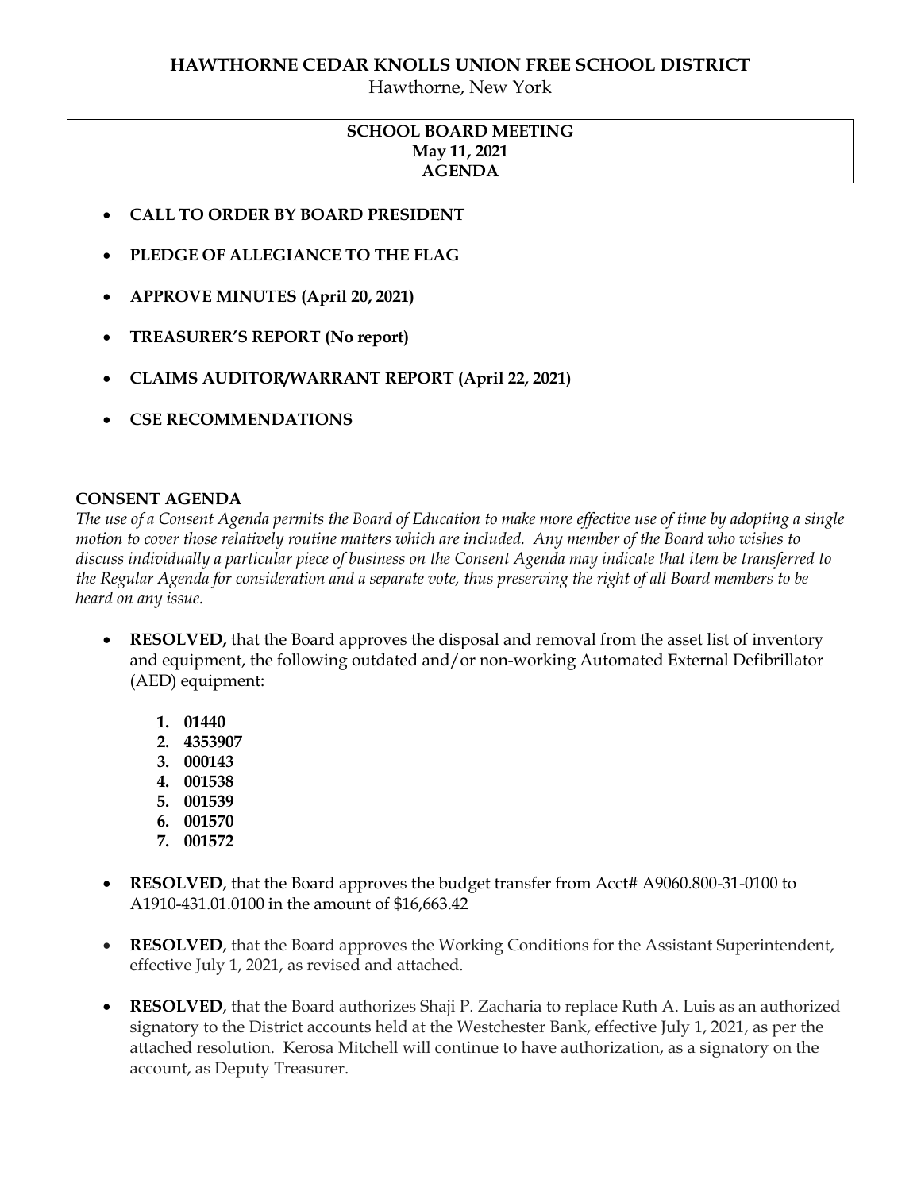# HAWTHORNE CEDAR KNOLLS UNION FREE SCHOOL DISTRICT

Hawthorne, New York

**SCHOOL BOARD MEETING**
**May 11, 2021**
**AGENDA**

- **CALL TO ORDER BY BOARD PRESIDENT**
- **PLEDGE OF ALLEGIANCE TO THE FLAG**
- **APPROVE MINUTES (April 20, 2021)**
- **TREASURER'S REPORT (No report)**
- **CLAIMS AUDITOR/WARRANT REPORT (April 22, 2021)**
- **CSE RECOMMENDATIONS**

## CONSENT AGENDA

*The use of a Consent Agenda permits the Board of Education to make more effective use of time by adopting a single motion to cover those relatively routine matters which are included. Any member of the Board who wishes to discuss individually a particular piece of business on the Consent Agenda may indicate that item be transferred to the Regular Agenda for consideration and a separate vote, thus preserving the right of all Board members to be heard on any issue.*

- **RESOLVED,** that the Board approves the disposal and removal from the asset list of inventory and equipment, the following outdated and/or non-working Automated External Defibrillator (AED) equipment:

    1. **01440**
    2. **4353907**
    3. **000143**
    4. **001538**
    5. **001539**
    6. **001570**
    7. **001572**

- **RESOLVED**, that the Board approves the budget transfer from Acct# A9060.800-31-0100 to A1910-431.01.0100 in the amount of $16,663.42

- **RESOLVED**, that the Board approves the Working Conditions for the Assistant Superintendent, effective July 1, 2021, as revised and attached.

- **RESOLVED**, that the Board authorizes Shaji P. Zacharia to replace Ruth A. Luis as an authorized signatory to the District accounts held at the Westchester Bank, effective July 1, 2021, as per the attached resolution. Kerosa Mitchell will continue to have authorization, as a signatory on the account, as Deputy Treasurer.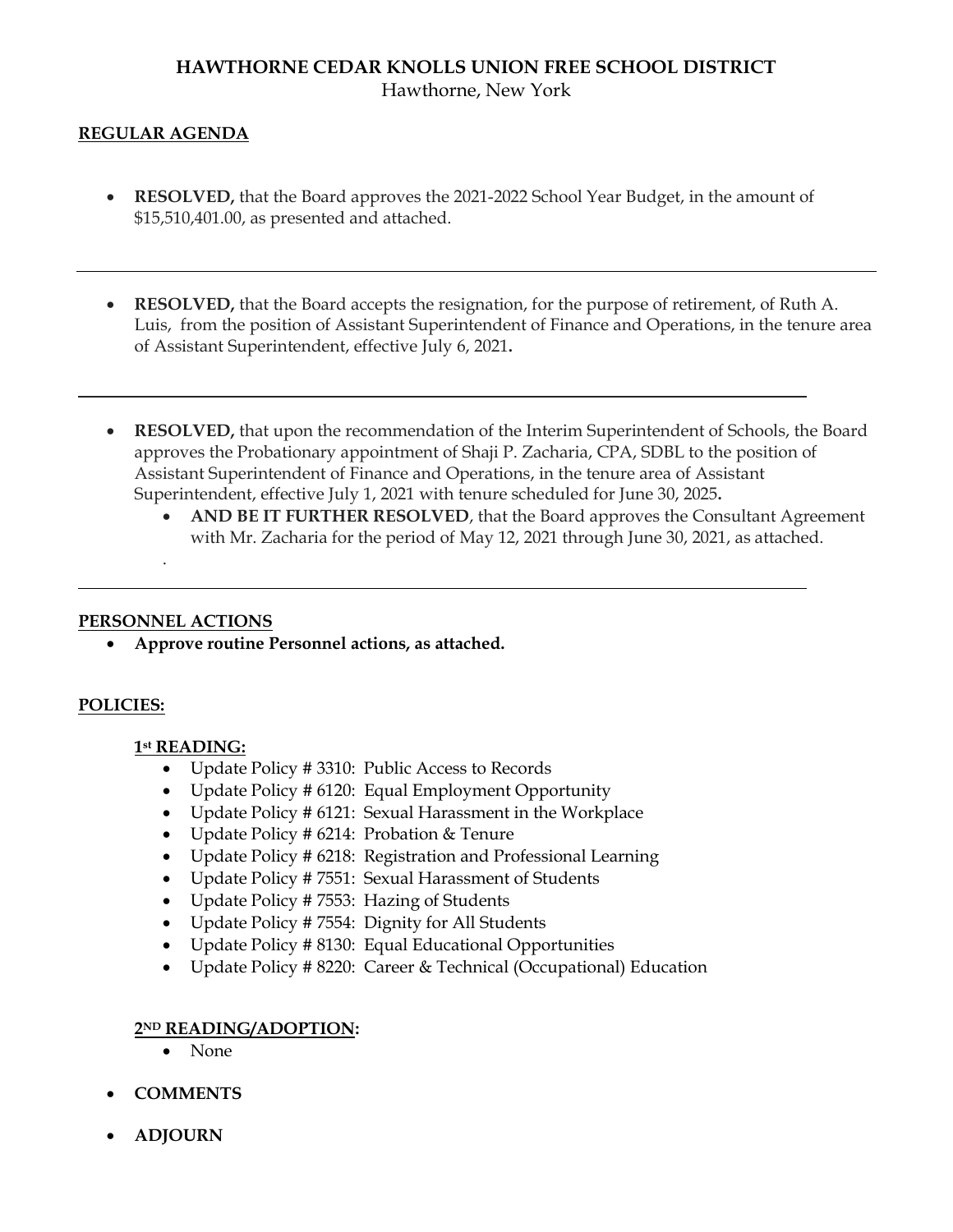# HAWTHORNE CEDAR KNOLLS UNION FREE SCHOOL DISTRICT

Hawthorne, New York

## REGULAR AGENDA

- **RESOLVED,** that the Board approves the 2021-2022 School Year Budget, in the amount of $15,510,401.00, as presented and attached.

---

- **RESOLVED,** that the Board accepts the resignation, for the purpose of retirement, of Ruth A. Luis, from the position of Assistant Superintendent of Finance and Operations, in the tenure area of Assistant Superintendent, effective July 6, 2021**.**

---

- **RESOLVED,** that upon the recommendation of the Interim Superintendent of Schools, the Board approves the Probationary appointment of Shaji P. Zacharia, CPA, SDBL to the position of Assistant Superintendent of Finance and Operations, in the tenure area of Assistant Superintendent, effective July 1, 2021 with tenure scheduled for June 30, 2025**.**
  - **AND BE IT FURTHER RESOLVED**, that the Board approves the Consultant Agreement with Mr. Zacharia for the period of May 12, 2021 through June 30, 2021, as attached.

---

## PERSONNEL ACTIONS

- **Approve routine Personnel actions, as attached.**

## POLICIES:

### 1st READING:

- Update Policy # 3310: Public Access to Records
- Update Policy # 6120: Equal Employment Opportunity
- Update Policy # 6121: Sexual Harassment in the Workplace
- Update Policy # 6214: Probation & Tenure
- Update Policy # 6218: Registration and Professional Learning
- Update Policy # 7551: Sexual Harassment of Students
- Update Policy # 7553: Hazing of Students
- Update Policy # 7554: Dignity for All Students
- Update Policy # 8130: Equal Educational Opportunities
- Update Policy # 8220: Career & Technical (Occupational) Education

### 2ND READING/ADOPTION:

- None

- **COMMENTS**
- **ADJOURN**